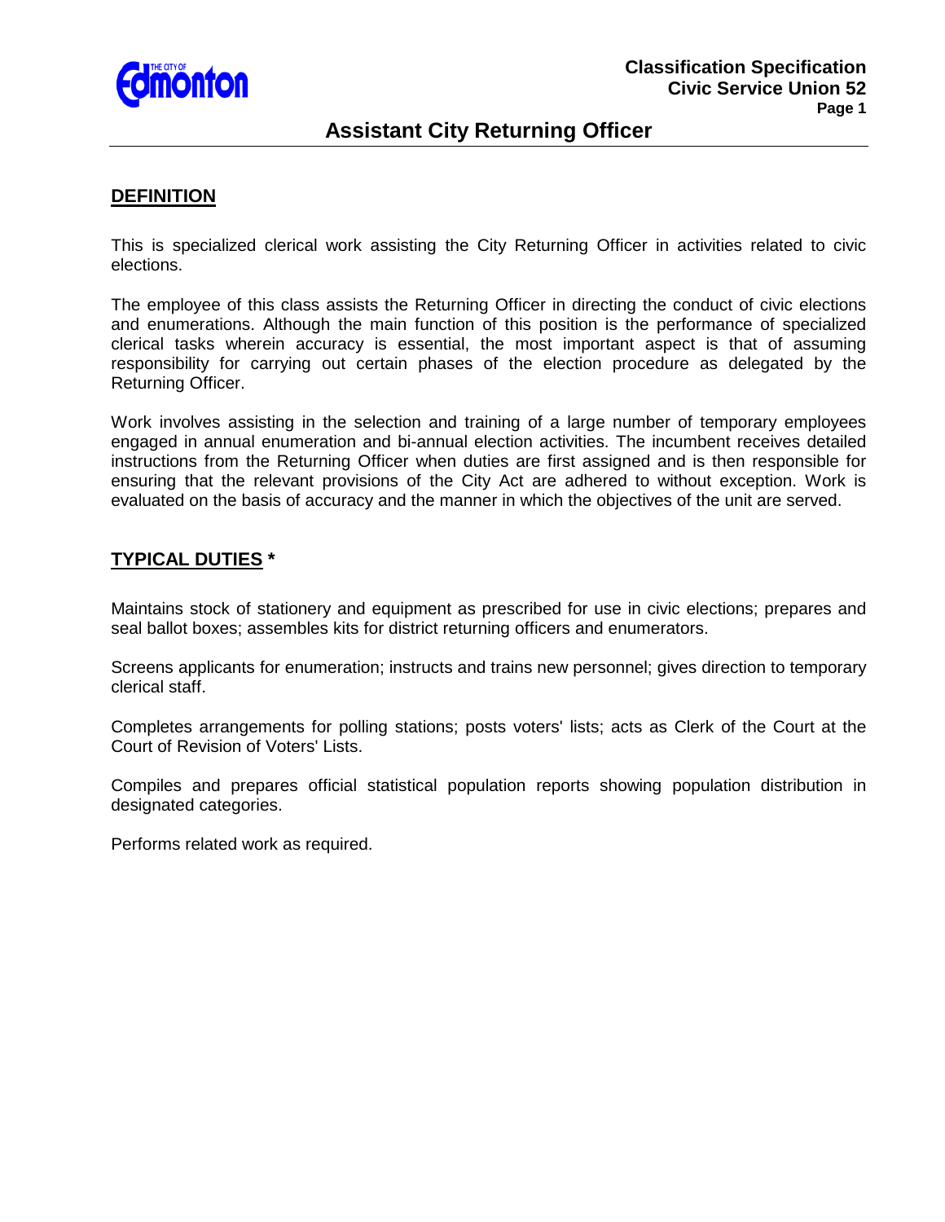# Assistant City Returning Officer

## DEFINITION

This is specialized clerical work assisting the City Returning Officer in activities related to civic elections.

The employee of this class assists the Returning Officer in directing the conduct of civic elections and enumerations. Although the main function of this position is the performance of specialized clerical tasks wherein accuracy is essential, the most important aspect is that of assuming responsibility for carrying out certain phases of the election procedure as delegated by the Returning Officer.

Work involves assisting in the selection and training of a large number of temporary employees engaged in annual enumeration and bi-annual election activities. The incumbent receives detailed instructions from the Returning Officer when duties are first assigned and is then responsible for ensuring that the relevant provisions of the City Act are adhered to without exception. Work is evaluated on the basis of accuracy and the manner in which the objectives of the unit are served.

## TYPICAL DUTIES *

Maintains stock of stationery and equipment as prescribed for use in civic elections; prepares and seal ballot boxes; assembles kits for district returning officers and enumerators.

Screens applicants for enumeration; instructs and trains new personnel; gives direction to temporary clerical staff.

Completes arrangements for polling stations; posts voters' lists; acts as Clerk of the Court at the Court of Revision of Voters' Lists.

Compiles and prepares official statistical population reports showing population distribution in designated categories.

Performs related work as required.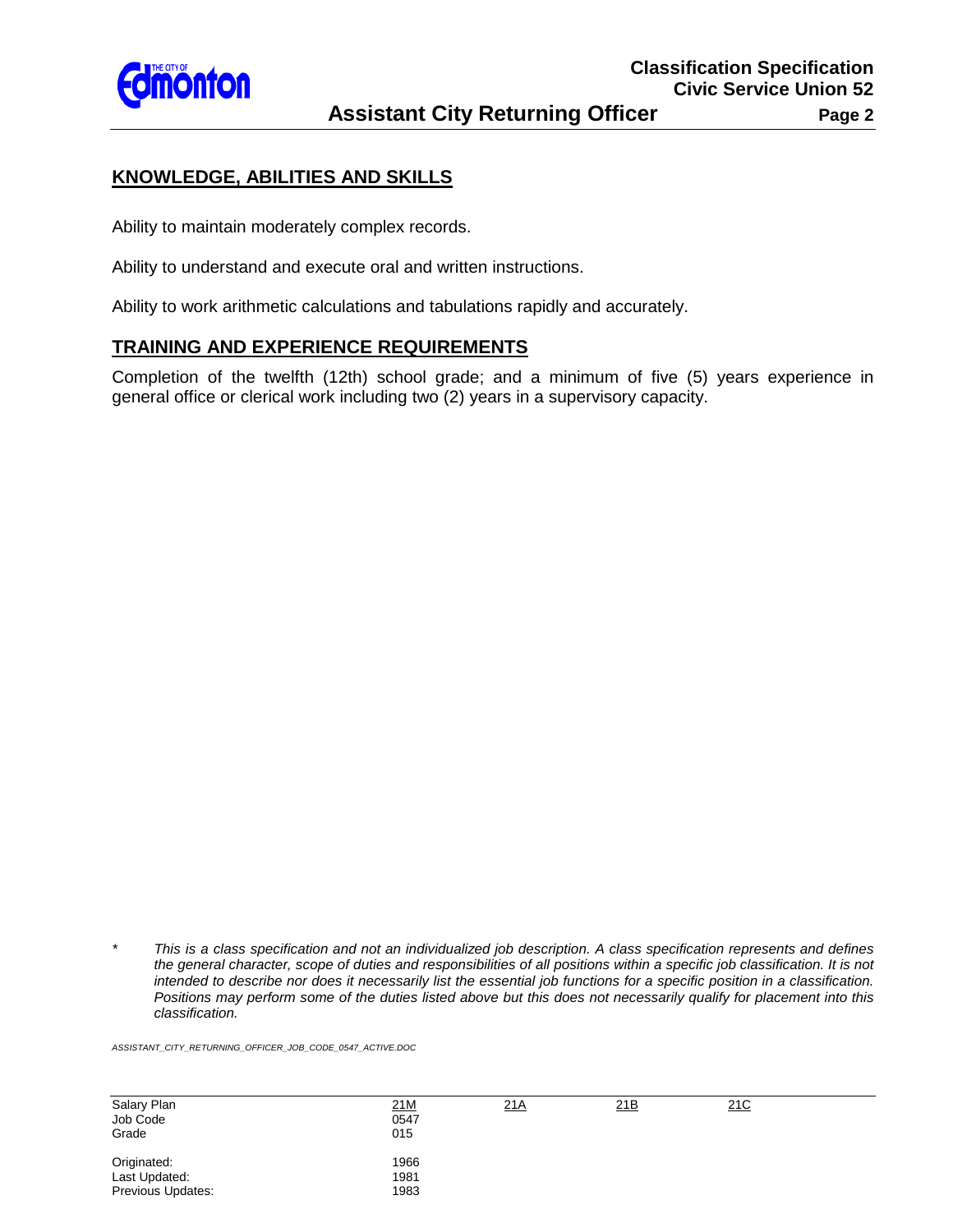## KNOWLEDGE, ABILITIES AND SKILLS

Ability to maintain moderately complex records.

Ability to understand and execute oral and written instructions.

Ability to work arithmetic calculations and tabulations rapidly and accurately.

## TRAINING AND EXPERIENCE REQUIREMENTS

Completion of the twelfth (12th) school grade; and a minimum of five (5) years experience in general office or clerical work including two (2) years in a supervisory capacity.

\* *This is a class specification and not an individualized job description. A class specification represents and defines the general character, scope of duties and responsibilities of all positions within a specific job classification. It is not intended to describe nor does it necessarily list the essential job functions for a specific position in a classification. Positions may perform some of the duties listed above but this does not necessarily qualify for placement into this classification.*

*ASSISTANT_CITY_RETURNING_OFFICER_JOB_CODE_0547_ACTIVE.DOC*

| | | | | |
|---|---|---|---|---|
| Salary Plan | 21M | 21A | 21B | 21C |
| Job Code | 0547 | | | |
| Grade | 015 | | | |
| Originated: | 1966 | | | |
| Last Updated: | 1981 | | | |
| Previous Updates: | 1983 | | | |